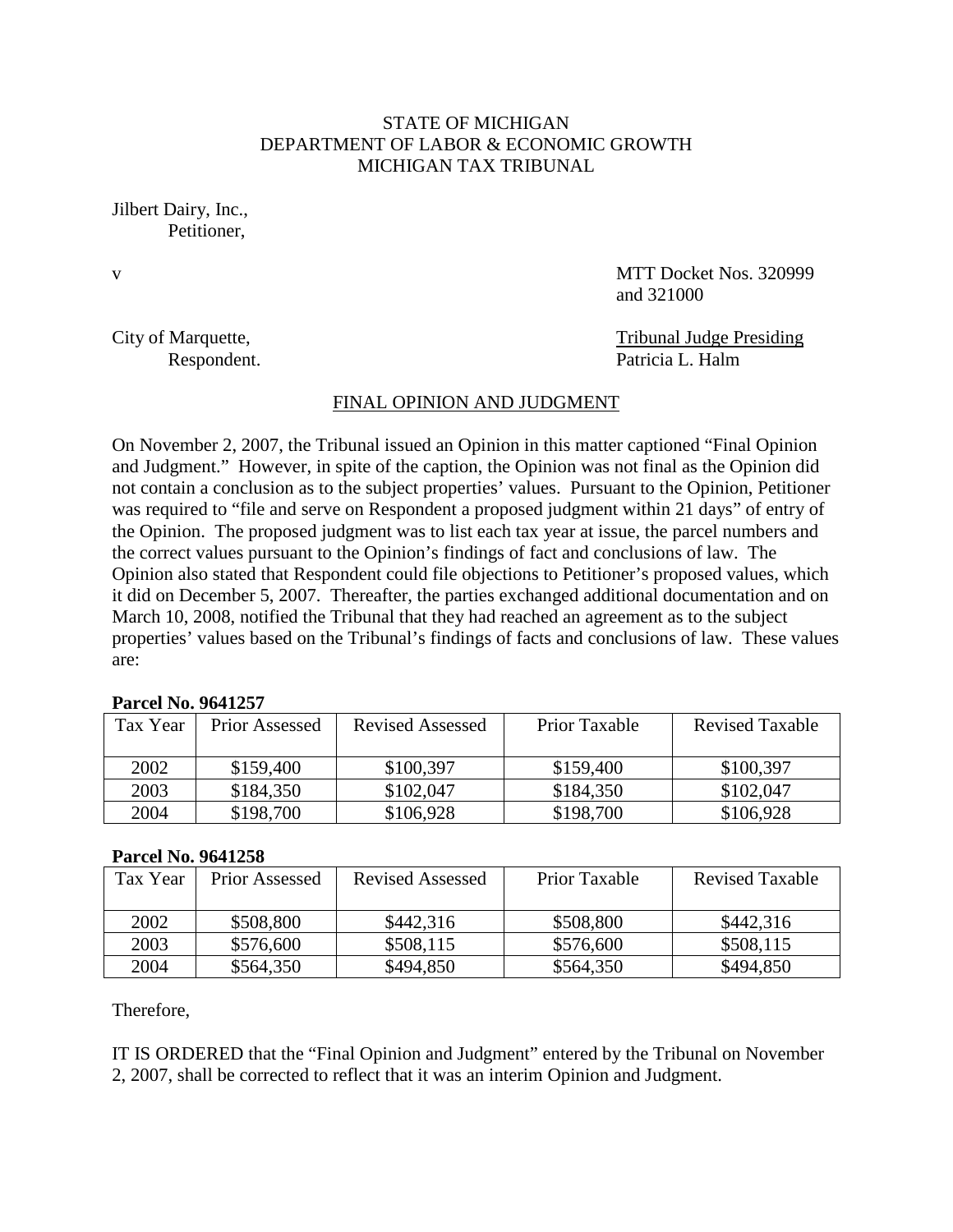STATE OF MICHIGAN
DEPARTMENT OF LABOR & ECONOMIC GROWTH
MICHIGAN TAX TRIBUNAL

Jilbert Dairy, Inc.,
Petitioner,

v

MTT Docket Nos. 320999 and 321000

City of Marquette,
Respondent.

Tribunal Judge Presiding
Patricia L. Halm

## FINAL OPINION AND JUDGMENT

On November 2, 2007, the Tribunal issued an Opinion in this matter captioned "Final Opinion and Judgment." However, in spite of the caption, the Opinion was not final as the Opinion did not contain a conclusion as to the subject properties' values. Pursuant to the Opinion, Petitioner was required to "file and serve on Respondent a proposed judgment within 21 days" of entry of the Opinion. The proposed judgment was to list each tax year at issue, the parcel numbers and the correct values pursuant to the Opinion's findings of fact and conclusions of law. The Opinion also stated that Respondent could file objections to Petitioner's proposed values, which it did on December 5, 2007. Thereafter, the parties exchanged additional documentation and on March 10, 2008, notified the Tribunal that they had reached an agreement as to the subject properties' values based on the Tribunal's findings of facts and conclusions of law. These values are:

**Parcel No. 9641257**

| Tax Year | Prior Assessed | Revised Assessed | Prior Taxable | Revised Taxable |
|---|---|---|---|---|
| 2002 | $159,400 | $100,397 | $159,400 | $100,397 |
| 2003 | $184,350 | $102,047 | $184,350 | $102,047 |
| 2004 | $198,700 | $106,928 | $198,700 | $106,928 |

**Parcel No. 9641258**

| Tax Year | Prior Assessed | Revised Assessed | Prior Taxable | Revised Taxable |
|---|---|---|---|---|
| 2002 | $508,800 | $442,316 | $508,800 | $442,316 |
| 2003 | $576,600 | $508,115 | $576,600 | $508,115 |
| 2004 | $564,350 | $494,850 | $564,350 | $494,850 |

Therefore,

IT IS ORDERED that the "Final Opinion and Judgment" entered by the Tribunal on November 2, 2007, shall be corrected to reflect that it was an interim Opinion and Judgment.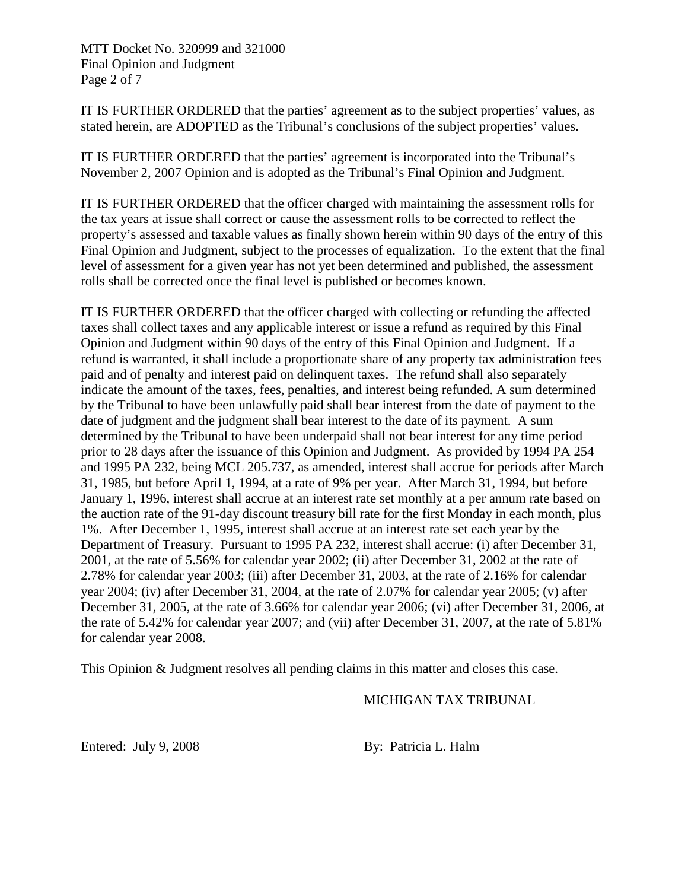IT IS FURTHER ORDERED that the parties' agreement as to the subject properties' values, as stated herein, are ADOPTED as the Tribunal's conclusions of the subject properties' values.

IT IS FURTHER ORDERED that the parties' agreement is incorporated into the Tribunal's November 2, 2007 Opinion and is adopted as the Tribunal's Final Opinion and Judgment.

IT IS FURTHER ORDERED that the officer charged with maintaining the assessment rolls for the tax years at issue shall correct or cause the assessment rolls to be corrected to reflect the property's assessed and taxable values as finally shown herein within 90 days of the entry of this Final Opinion and Judgment, subject to the processes of equalization. To the extent that the final level of assessment for a given year has not yet been determined and published, the assessment rolls shall be corrected once the final level is published or becomes known.

IT IS FURTHER ORDERED that the officer charged with collecting or refunding the affected taxes shall collect taxes and any applicable interest or issue a refund as required by this Final Opinion and Judgment within 90 days of the entry of this Final Opinion and Judgment. If a refund is warranted, it shall include a proportionate share of any property tax administration fees paid and of penalty and interest paid on delinquent taxes. The refund shall also separately indicate the amount of the taxes, fees, penalties, and interest being refunded. A sum determined by the Tribunal to have been unlawfully paid shall bear interest from the date of payment to the date of judgment and the judgment shall bear interest to the date of its payment. A sum determined by the Tribunal to have been underpaid shall not bear interest for any time period prior to 28 days after the issuance of this Opinion and Judgment. As provided by 1994 PA 254 and 1995 PA 232, being MCL 205.737, as amended, interest shall accrue for periods after March 31, 1985, but before April 1, 1994, at a rate of 9% per year. After March 31, 1994, but before January 1, 1996, interest shall accrue at an interest rate set monthly at a per annum rate based on the auction rate of the 91-day discount treasury bill rate for the first Monday in each month, plus 1%. After December 1, 1995, interest shall accrue at an interest rate set each year by the Department of Treasury. Pursuant to 1995 PA 232, interest shall accrue: (i) after December 31, 2001, at the rate of 5.56% for calendar year 2002; (ii) after December 31, 2002 at the rate of 2.78% for calendar year 2003; (iii) after December 31, 2003, at the rate of 2.16% for calendar year 2004; (iv) after December 31, 2004, at the rate of 2.07% for calendar year 2005; (v) after December 31, 2005, at the rate of 3.66% for calendar year 2006; (vi) after December 31, 2006, at the rate of 5.42% for calendar year 2007; and (vii) after December 31, 2007, at the rate of 5.81% for calendar year 2008.

This Opinion & Judgment resolves all pending claims in this matter and closes this case.

MICHIGAN TAX TRIBUNAL

Entered: July 9, 2008

By: Patricia L. Halm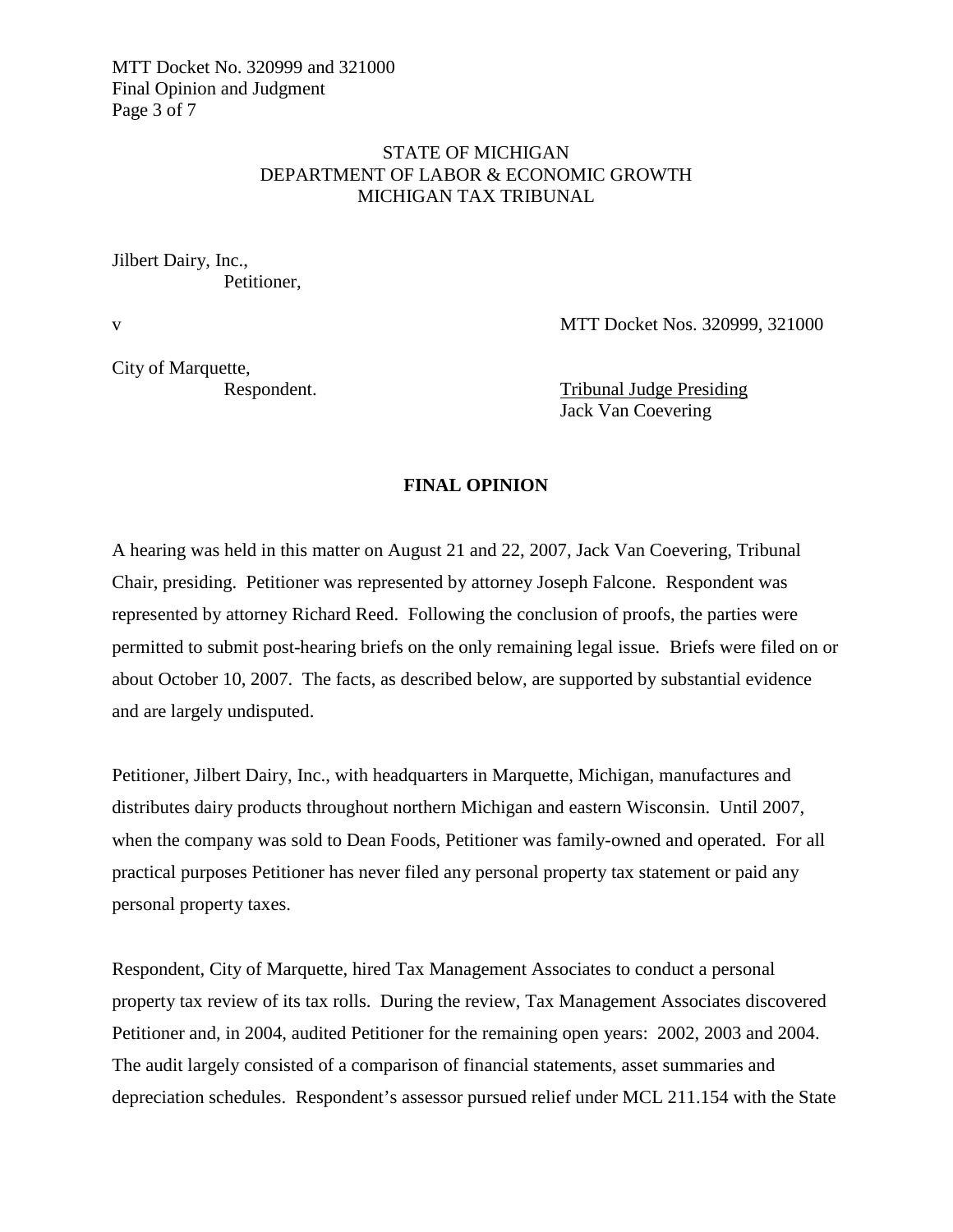STATE OF MICHIGAN
DEPARTMENT OF LABOR & ECONOMIC GROWTH
MICHIGAN TAX TRIBUNAL

Jilbert Dairy, Inc.,
Petitioner,

v MTT Docket Nos. 320999, 321000

City of Marquette,
Respondent.

Tribunal Judge Presiding
Jack Van Coevering

**FINAL OPINION**

A hearing was held in this matter on August 21 and 22, 2007, Jack Van Coevering, Tribunal Chair, presiding. Petitioner was represented by attorney Joseph Falcone. Respondent was represented by attorney Richard Reed. Following the conclusion of proofs, the parties were permitted to submit post-hearing briefs on the only remaining legal issue. Briefs were filed on or about October 10, 2007. The facts, as described below, are supported by substantial evidence and are largely undisputed.

Petitioner, Jilbert Dairy, Inc., with headquarters in Marquette, Michigan, manufactures and distributes dairy products throughout northern Michigan and eastern Wisconsin. Until 2007, when the company was sold to Dean Foods, Petitioner was family-owned and operated. For all practical purposes Petitioner has never filed any personal property tax statement or paid any personal property taxes.

Respondent, City of Marquette, hired Tax Management Associates to conduct a personal property tax review of its tax rolls. During the review, Tax Management Associates discovered Petitioner and, in 2004, audited Petitioner for the remaining open years: 2002, 2003 and 2004. The audit largely consisted of a comparison of financial statements, asset summaries and depreciation schedules. Respondent's assessor pursued relief under MCL 211.154 with the State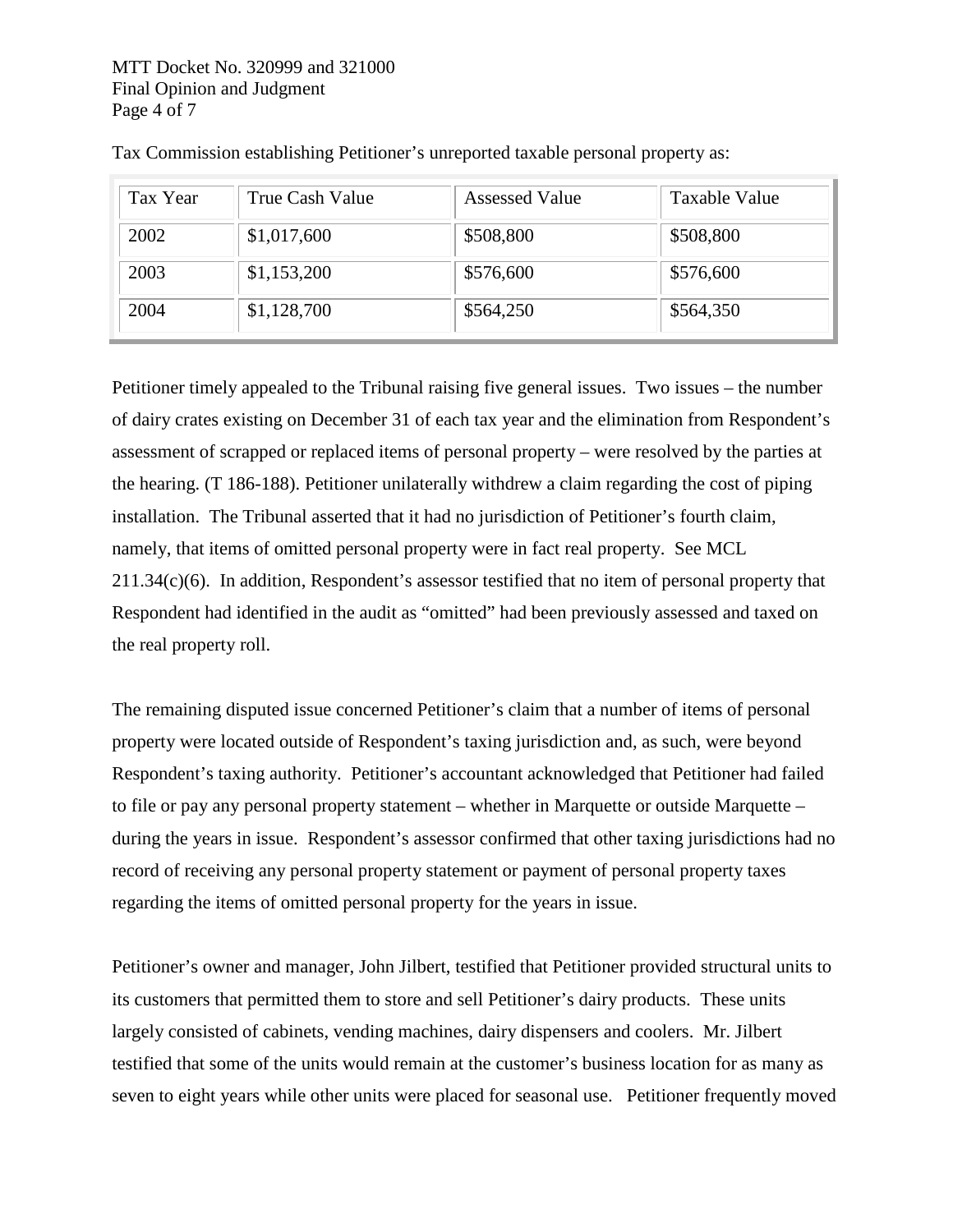Tax Commission establishing Petitioner's unreported taxable personal property as:

| Tax Year | True Cash Value | Assessed Value | Taxable Value |
|---|---|---|---|
| 2002 | $1,017,600 | $508,800 | $508,800 |
| 2003 | $1,153,200 | $576,600 | $576,600 |
| 2004 | $1,128,700 | $564,250 | $564,350 |

Petitioner timely appealed to the Tribunal raising five general issues. Two issues – the number of dairy crates existing on December 31 of each tax year and the elimination from Respondent's assessment of scrapped or replaced items of personal property – were resolved by the parties at the hearing. (T 186-188). Petitioner unilaterally withdrew a claim regarding the cost of piping installation. The Tribunal asserted that it had no jurisdiction of Petitioner's fourth claim, namely, that items of omitted personal property were in fact real property. See MCL 211.34(c)(6). In addition, Respondent's assessor testified that no item of personal property that Respondent had identified in the audit as "omitted" had been previously assessed and taxed on the real property roll.

The remaining disputed issue concerned Petitioner's claim that a number of items of personal property were located outside of Respondent's taxing jurisdiction and, as such, were beyond Respondent's taxing authority. Petitioner's accountant acknowledged that Petitioner had failed to file or pay any personal property statement – whether in Marquette or outside Marquette – during the years in issue. Respondent's assessor confirmed that other taxing jurisdictions had no record of receiving any personal property statement or payment of personal property taxes regarding the items of omitted personal property for the years in issue.

Petitioner's owner and manager, John Jilbert, testified that Petitioner provided structural units to its customers that permitted them to store and sell Petitioner's dairy products. These units largely consisted of cabinets, vending machines, dairy dispensers and coolers. Mr. Jilbert testified that some of the units would remain at the customer's business location for as many as seven to eight years while other units were placed for seasonal use. Petitioner frequently moved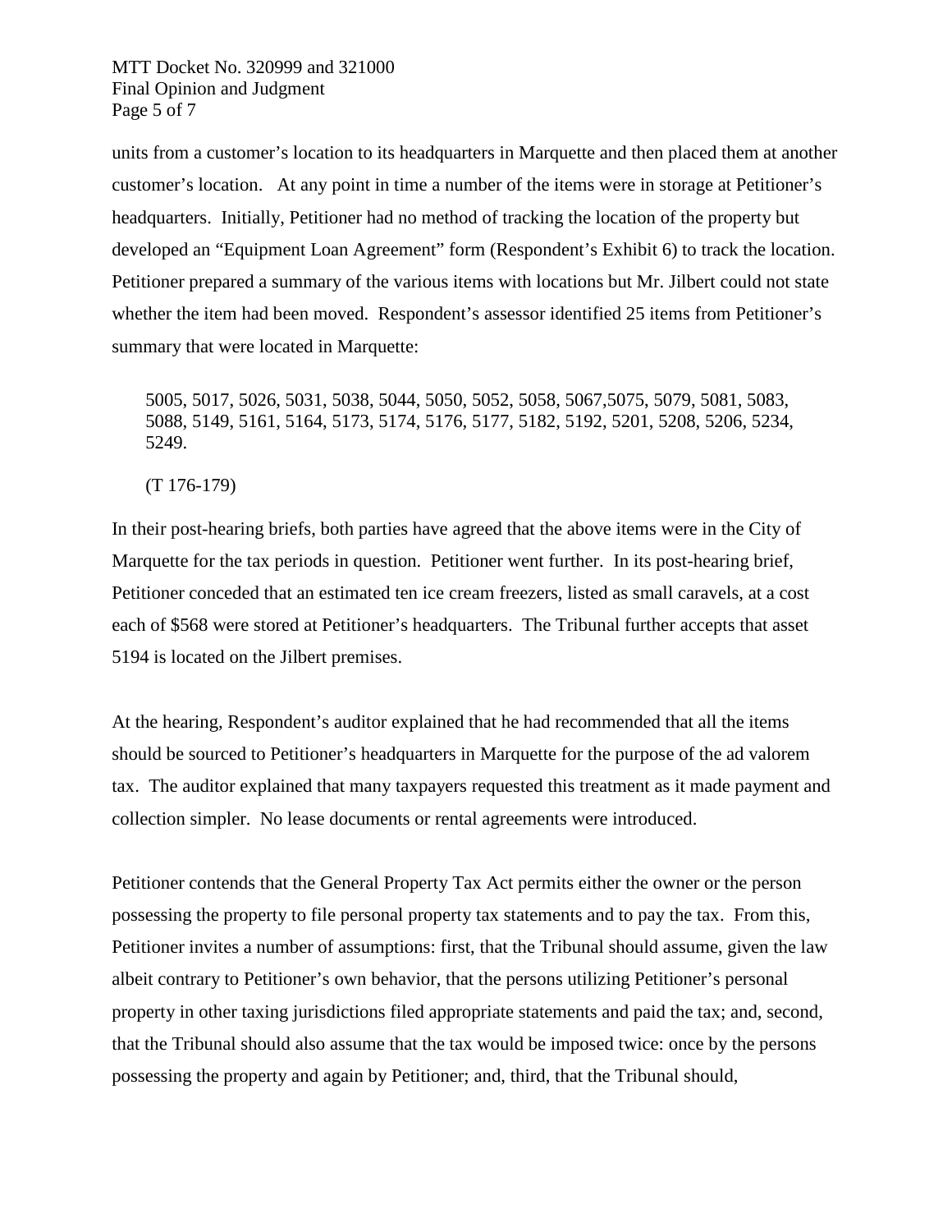units from a customer's location to its headquarters in Marquette and then placed them at another customer's location. At any point in time a number of the items were in storage at Petitioner's headquarters. Initially, Petitioner had no method of tracking the location of the property but developed an "Equipment Loan Agreement" form (Respondent's Exhibit 6) to track the location. Petitioner prepared a summary of the various items with locations but Mr. Jilbert could not state whether the item had been moved. Respondent's assessor identified 25 items from Petitioner's summary that were located in Marquette:

> 5005, 5017, 5026, 5031, 5038, 5044, 5050, 5052, 5058, 5067,5075, 5079, 5081, 5083, 5088, 5149, 5161, 5164, 5173, 5174, 5176, 5177, 5182, 5192, 5201, 5208, 5206, 5234, 5249.
>
> (T 176-179)

In their post-hearing briefs, both parties have agreed that the above items were in the City of Marquette for the tax periods in question. Petitioner went further. In its post-hearing brief, Petitioner conceded that an estimated ten ice cream freezers, listed as small caravels, at a cost each of $568 were stored at Petitioner's headquarters. The Tribunal further accepts that asset 5194 is located on the Jilbert premises.

At the hearing, Respondent's auditor explained that he had recommended that all the items should be sourced to Petitioner's headquarters in Marquette for the purpose of the ad valorem tax. The auditor explained that many taxpayers requested this treatment as it made payment and collection simpler. No lease documents or rental agreements were introduced.

Petitioner contends that the General Property Tax Act permits either the owner or the person possessing the property to file personal property tax statements and to pay the tax. From this, Petitioner invites a number of assumptions: first, that the Tribunal should assume, given the law albeit contrary to Petitioner's own behavior, that the persons utilizing Petitioner's personal property in other taxing jurisdictions filed appropriate statements and paid the tax; and, second, that the Tribunal should also assume that the tax would be imposed twice: once by the persons possessing the property and again by Petitioner; and, third, that the Tribunal should,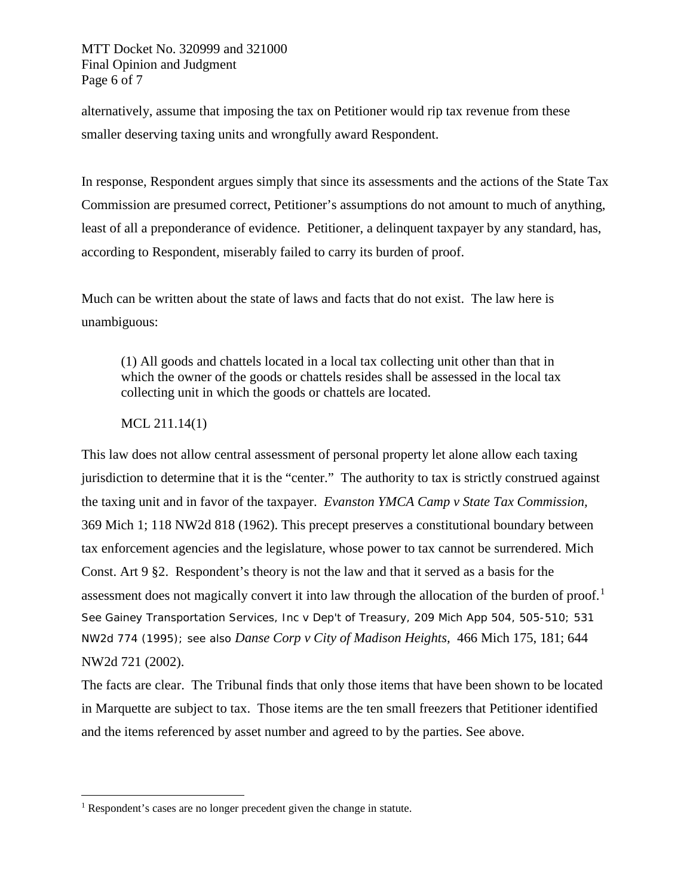alternatively, assume that imposing the tax on Petitioner would rip tax revenue from these smaller deserving taxing units and wrongfully award Respondent.

In response, Respondent argues simply that since its assessments and the actions of the State Tax Commission are presumed correct, Petitioner's assumptions do not amount to much of anything, least of all a preponderance of evidence. Petitioner, a delinquent taxpayer by any standard, has, according to Respondent, miserably failed to carry its burden of proof.

Much can be written about the state of laws and facts that do not exist. The law here is unambiguous:

> (1) All goods and chattels located in a local tax collecting unit other than that in which the owner of the goods or chattels resides shall be assessed in the local tax collecting unit in which the goods or chattels are located.
>
> MCL 211.14(1)

This law does not allow central assessment of personal property let alone allow each taxing jurisdiction to determine that it is the "center." The authority to tax is strictly construed against the taxing unit and in favor of the taxpayer. *Evanston YMCA Camp v State Tax Commission*, 369 Mich 1; 118 NW2d 818 (1962). This precept preserves a constitutional boundary between tax enforcement agencies and the legislature, whose power to tax cannot be surrendered. Mich Const. Art 9 §2. Respondent's theory is not the law and that it served as a basis for the assessment does not magically convert it into law through the allocation of the burden of proof.[1] See Gainey Transportation Services, Inc v Dep't of Treasury, 209 Mich App 504, 505-510; 531 NW2d 774 (1995); see also *Danse Corp v City of Madison Heights*, 466 Mich 175, 181; 644 NW2d 721 (2002).

The facts are clear. The Tribunal finds that only those items that have been shown to be located in Marquette are subject to tax. Those items are the ten small freezers that Petitioner identified and the items referenced by asset number and agreed to by the parties. See above.

[1] Respondent's cases are no longer precedent given the change in statute.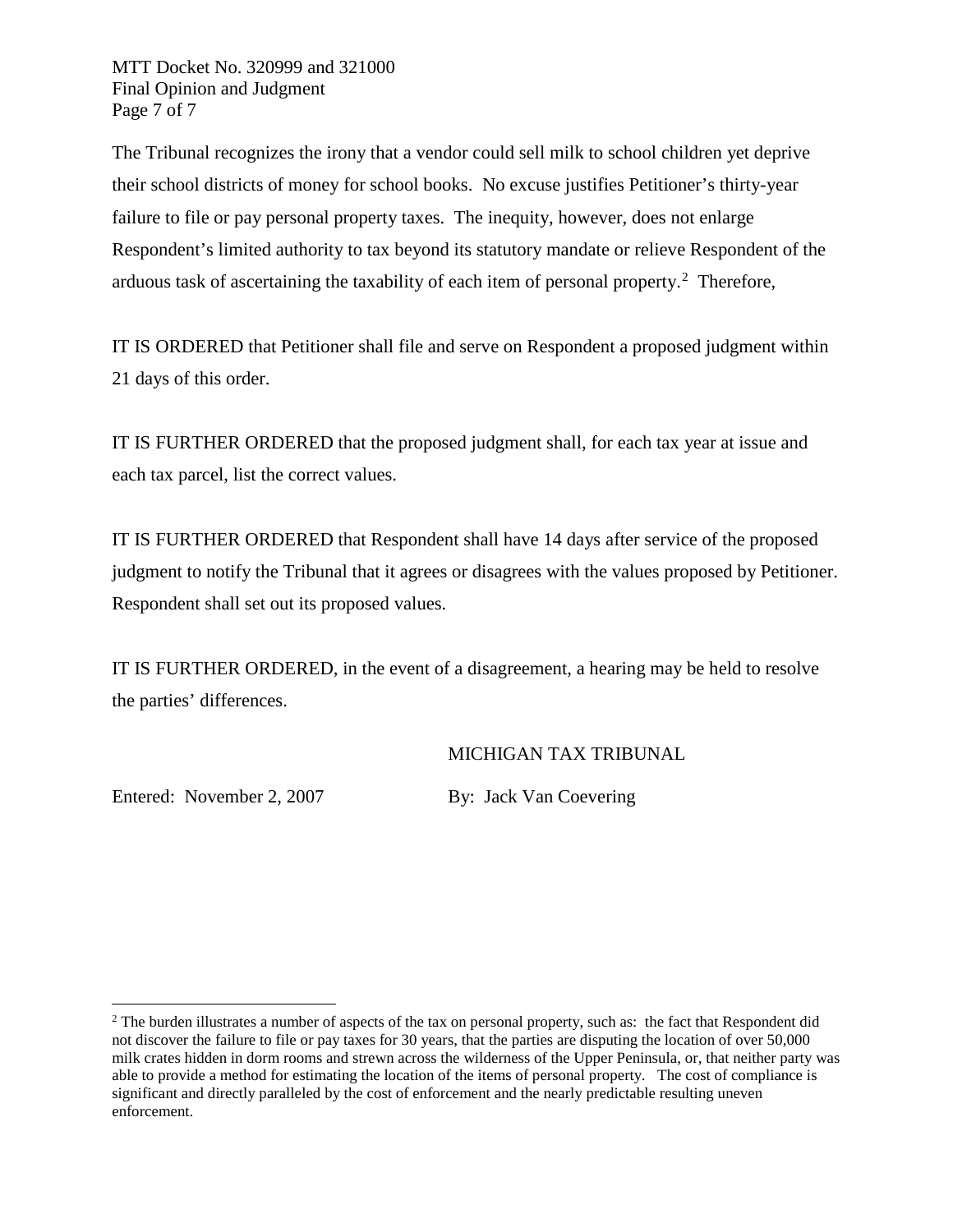The Tribunal recognizes the irony that a vendor could sell milk to school children yet deprive their school districts of money for school books. No excuse justifies Petitioner's thirty-year failure to file or pay personal property taxes. The inequity, however, does not enlarge Respondent's limited authority to tax beyond its statutory mandate or relieve Respondent of the arduous task of ascertaining the taxability of each item of personal property.[2] Therefore,

IT IS ORDERED that Petitioner shall file and serve on Respondent a proposed judgment within 21 days of this order.

IT IS FURTHER ORDERED that the proposed judgment shall, for each tax year at issue and each tax parcel, list the correct values.

IT IS FURTHER ORDERED that Respondent shall have 14 days after service of the proposed judgment to notify the Tribunal that it agrees or disagrees with the values proposed by Petitioner. Respondent shall set out its proposed values.

IT IS FURTHER ORDERED, in the event of a disagreement, a hearing may be held to resolve the parties' differences.

MICHIGAN TAX TRIBUNAL

Entered: November 2, 2007 By: Jack Van Coevering

[2] The burden illustrates a number of aspects of the tax on personal property, such as: the fact that Respondent did not discover the failure to file or pay taxes for 30 years, that the parties are disputing the location of over 50,000 milk crates hidden in dorm rooms and strewn across the wilderness of the Upper Peninsula, or, that neither party was able to provide a method for estimating the location of the items of personal property. The cost of compliance is significant and directly paralleled by the cost of enforcement and the nearly predictable resulting uneven enforcement.